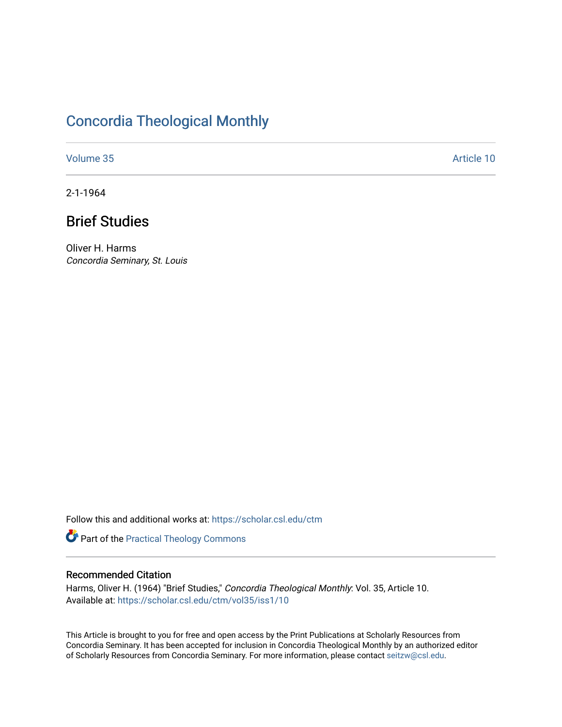# Concordia Theological Monthly

Volume 35 | Article 10

2-1-1964

## Brief Studies

Oliver H. Harms
*Concordia Seminary, St. Louis*

Follow this and additional works at: https://scholar.csl.edu/ctm

Part of the Practical Theology Commons

### Recommended Citation

Harms, Oliver H. (1964) "Brief Studies," *Concordia Theological Monthly*: Vol. 35, Article 10.
Available at: https://scholar.csl.edu/ctm/vol35/iss1/10

This Article is brought to you for free and open access by the Print Publications at Scholarly Resources from Concordia Seminary. It has been accepted for inclusion in Concordia Theological Monthly by an authorized editor of Scholarly Resources from Concordia Seminary. For more information, please contact seitzw@csl.edu.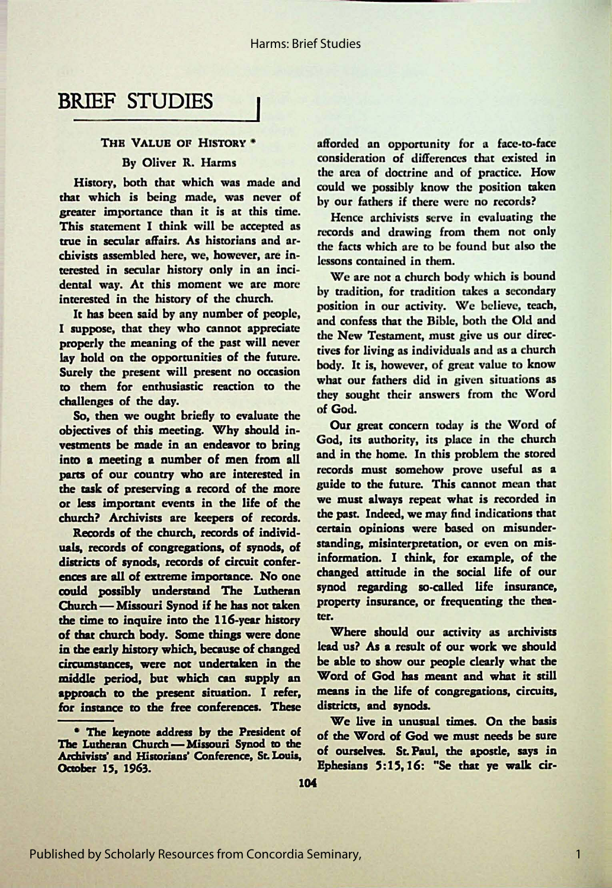# BRIEF STUDIES

### THE VALUE OF HISTORY *

By Oliver R. Harms

History, both that which was made and that which is being made, was never of greater importance than it is at this time. This statement I think will be accepted as true in secular affairs. As historians and archivists assembled here, we, however, are interested in secular history only in an incidental way. At this moment we are more interested in the history of the church.

It has been said by any number of people, I suppose, that they who cannot appreciate properly the meaning of the past will never lay hold on the opportunities of the future. Surely the present will present no occasion to them for enthusiastic reaction to the challenges of the day.

So, then we ought briefly to evaluate the objectives of this meeting. Why should investments be made in an endeavor to bring into a meeting a number of men from all parts of our country who are interested in the task of preserving a record of the more or less important events in the life of the church? Archivists are keepers of records.

Records of the church, records of individuals, records of congregations, of synods, of districts of synods, records of circuit conferences are all of extreme importance. No one could possibly understand The Lutheran Church — Missouri Synod if he has not taken the time to inquire into the 116-year history of that church body. Some things were done in the early history which, because of changed circumstances, were not undertaken in the middle period, but which can supply an approach to the present situation. I refer, for instance to the free conferences. These afforded an opportunity for a face-to-face consideration of differences that existed in the area of doctrine and of practice. How could we possibly know the position taken by our fathers if there were no records?

Hence archivists serve in evaluating the records and drawing from them not only the facts which are to be found but also the lessons contained in them.

We are not a church body which is bound by tradition, for tradition takes a secondary position in our activity. We believe, teach, and confess that the Bible, both the Old and the New Testament, must give us our directives for living as individuals and as a church body. It is, however, of great value to know what our fathers did in given situations as they sought their answers from the Word of God.

Our great concern today is the Word of God, its authority, its place in the church and in the home. In this problem the stored records must somehow prove useful as a guide to the future. This cannot mean that we must always repeat what is recorded in the past. Indeed, we may find indications that certain opinions were based on misunderstanding, misinterpretation, or even on misinformation. I think, for example, of the changed attitude in the social life of our synod regarding so-called life insurance, property insurance, or frequenting the theater.

Where should our activity as archivists lead us? As a result of our work we should be able to show our people clearly what the Word of God has meant and what it still means in the life of congregations, circuits, districts, and synods.

We live in unusual times. On the basis of the Word of God we must needs be sure of ourselves. St. Paul, the apostle, says in Ephesians 5:15, 16: "Se that ye walk cir-

---

* The keynote address by the President of The Lutheran Church — Missouri Synod to the Archivists' and Historians' Conference, St. Louis, October 15, 1963.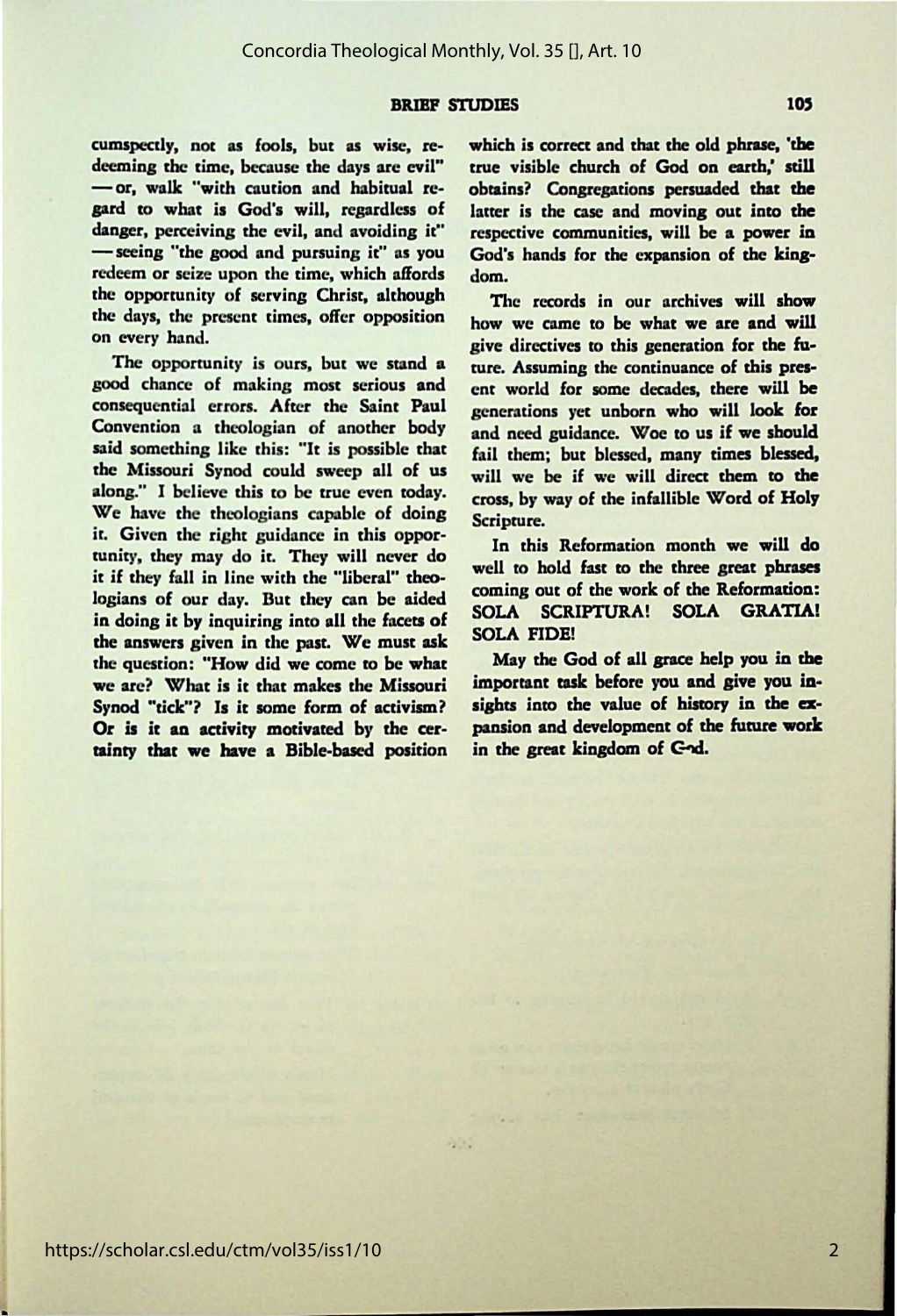cumspectly, not as fools, but as wise, redeeming the time, because the days are evil" — or, walk "with caution and habitual regard to what is God's will, regardless of danger, perceiving the evil, and avoiding it" — seeing "the good and pursuing it" as you redeem or seize upon the time, which affords the opportunity of serving Christ, although the days, the present times, offer opposition on every hand.

The opportunity is ours, but we stand a good chance of making most serious and consequential errors. After the Saint Paul Convention a theologian of another body said something like this: "It is possible that the Missouri Synod could sweep all of us along." I believe this to be true even today. We have the theologians capable of doing it. Given the right guidance in this opportunity, they may do it. They will never do it if they fall in line with the "liberal" theologians of our day. But they can be aided in doing it by inquiring into all the facets of the answers given in the past. We must ask the question: "How did we come to be what we are? What is it that makes the Missouri Synod "tick"? Is it some form of activism? Or is it an activity motivated by the certainty that we have a Bible-based position which is correct and that the old phrase, 'the true visible church of God on earth,' still obtains? Congregations persuaded that the latter is the case and moving out into the respective communities, will be a power in God's hands for the expansion of the kingdom.

The records in our archives will show how we came to be what we are and will give directives to this generation for the future. Assuming the continuance of this present world for some decades, there will be generations yet unborn who will look for and need guidance. Woe to us if we should fail them; but blessed, many times blessed, will we be if we will direct them to the cross, by way of the infallible Word of Holy Scripture.

In this Reformation month we will do well to hold fast to the three great phrases coming out of the work of the Reformation: SOLA SCRIPTURA! SOLA GRATIA! SOLA FIDE!

May the God of all grace help you in the important task before you and give you insights into the value of history in the expansion and development of the future work in the great kingdom of God.